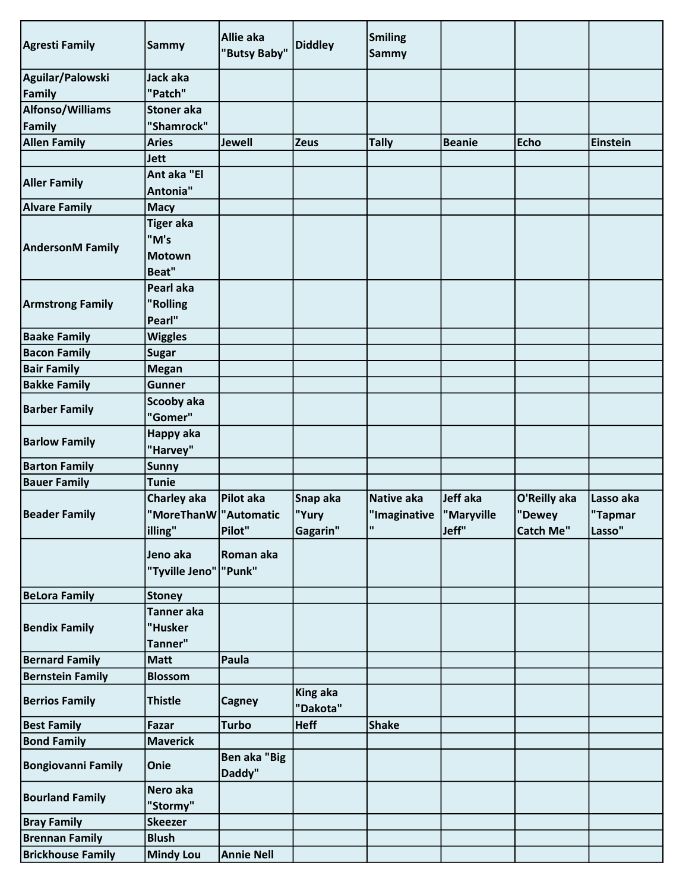| Agresti Family | Sammy | Allie aka "Butsy Baby" | Diddley | Smiling Sammy | | | |
|---|---|---|---|---|---|---|---|
| Aguilar/Palowski Family | Jack aka "Patch" | | | | | | |
| Alfonso/Williams Family | Stoner aka "Shamrock" | | | | | | |
| Allen Family | Aries | Jewell | Zeus | Tally | Beanie | Echo | Einstein |
| | Jett | | | | | | |
| Aller Family | Ant aka "El Antonia" | | | | | | |
| Alvare Family | Macy | | | | | | |
| AndersonM Family | Tiger aka "M's Motown Beat" | | | | | | |
| Armstrong Family | Pearl aka "Rolling Pearl" | | | | | | |
| Baake Family | Wiggles | | | | | | |
| Bacon Family | Sugar | | | | | | |
| Bair Family | Megan | | | | | | |
| Bakke Family | Gunner | | | | | | |
| Barber Family | Scooby aka "Gomer" | | | | | | |
| Barlow Family | Happy aka "Harvey" | | | | | | |
| Barton Family | Sunny | | | | | | |
| Bauer Family | Tunie | | | | | | |
| Beader Family | Charley aka "MoreThanWilling" | Pilot aka "Automatic Pilot" | Snap aka "Yury Gagarin" | Native aka "Imaginative" | Jeff aka "Maryville Jeff" | O'Reilly aka "Dewey Catch Me" | Lasso aka "Tapmar Lasso" |
| | Jeno aka "Tyville Jeno" | Roman aka "Punk" | | | | | |
| BeLora Family | Stoney | | | | | | |
| Bendix Family | Tanner aka "Husker Tanner" | | | | | | |
| Bernard Family | Matt | Paula | | | | | |
| Bernstein Family | Blossom | | | | | | |
| Berrios Family | Thistle | Cagney | King aka "Dakota" | | | | |
| Best Family | Fazar | Turbo | Heff | Shake | | | |
| Bond Family | Maverick | | | | | | |
| Bongiovanni Family | Onie | Ben aka "Big Daddy" | | | | | |
| Bourland Family | Nero aka "Stormy" | | | | | | |
| Bray Family | Skeezer | | | | | | |
| Brennan Family | Blush | | | | | | |
| Brickhouse Family | Mindy Lou | Annie Nell | | | | | |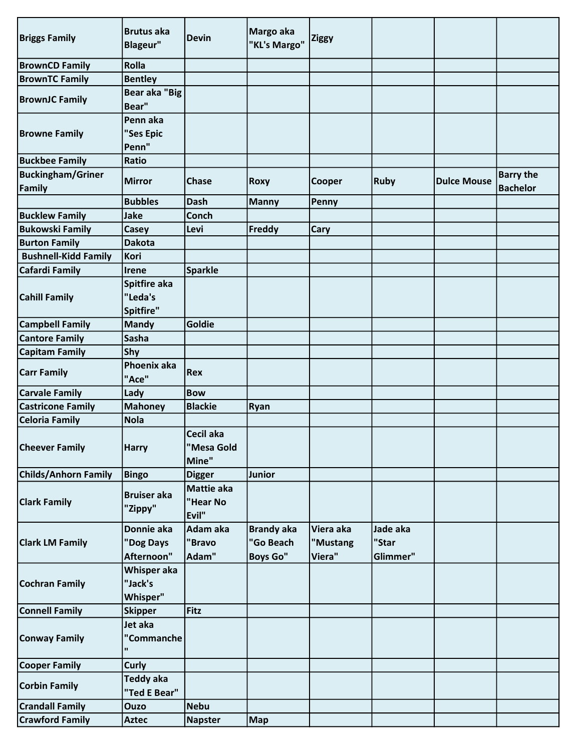| Briggs Family | Brutus aka Blageur" | Devin | Margo aka "KL's Margo" | Ziggy | | | |
|---|---|---|---|---|---|---|---|
| BrownCD Family | Rolla | | | | | | |
| BrownTC Family | Bentley | | | | | | |
| BrownJC Family | Bear aka "Big Bear" | | | | | | |
| Browne Family | Penn aka "Ses Epic Penn" | | | | | | |
| Buckbee Family | Ratio | | | | | | |
| Buckingham/Griner Family | Mirror | Chase | Roxy | Cooper | Ruby | Dulce Mouse | Barry the Bachelor |
| | Bubbles | Dash | Manny | Penny | | | |
| Bucklew Family | Jake | Conch | | | | | |
| Bukowski Family | Casey | Levi | Freddy | Cary | | | |
| Burton Family | Dakota | | | | | | |
| Bushnell-Kidd Family | Kori | | | | | | |
| Cafardi Family | Irene | Sparkle | | | | | |
| Cahill Family | Spitfire aka "Leda's Spitfire" | | | | | | |
| Campbell Family | Mandy | Goldie | | | | | |
| Cantore Family | Sasha | | | | | | |
| Capitam Family | Shy | | | | | | |
| Carr Family | Phoenix aka "Ace" | Rex | | | | | |
| Carvale Family | Lady | Bow | | | | | |
| Castricone Family | Mahoney | Blackie | Ryan | | | | |
| Celoria Family | Nola | | | | | | |
| Cheever Family | Harry | Cecil aka "Mesa Gold Mine" | | | | | |
| Childs/Anhorn Family | Bingo | Digger | Junior | | | | |
| Clark Family | Bruiser aka "Zippy" | Mattie aka "Hear No Evil" | | | | | |
| Clark LM Family | Donnie aka "Dog Days Afternoon" | Adam aka "Bravo Adam" | Brandy aka "Go Beach Boys Go" | Viera aka "Mustang Viera" | Jade aka "Star Glimmer" | | |
| Cochran Family | Whisper aka "Jack's Whisper" | | | | | | |
| Connell Family | Skipper | Fitz | | | | | |
| Conway Family | Jet aka "Commanche" | | | | | | |
| Cooper Family | Curly | | | | | | |
| Corbin Family | Teddy aka "Ted E Bear" | | | | | | |
| Crandall Family | Ouzo | Nebu | | | | | |
| Crawford Family | Aztec | Napster | Map | | | | |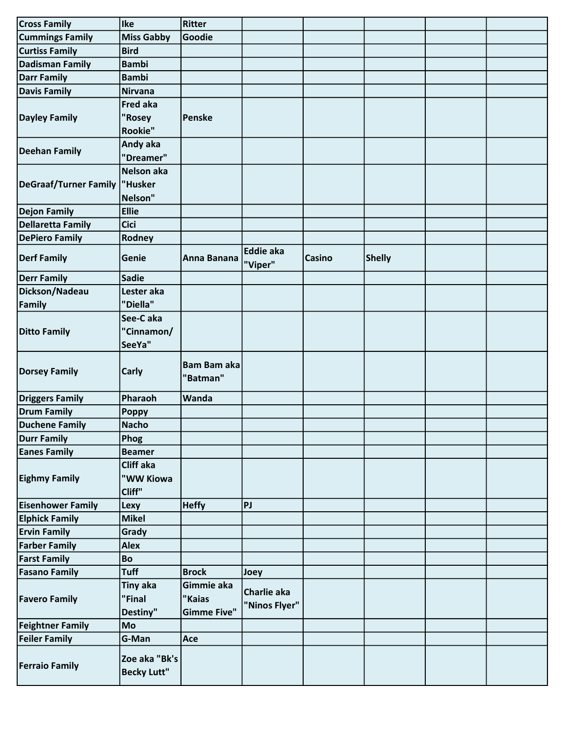| Cross Family | Ike | Ritter | | | | | |
|---|---|---|---|---|---|---|---|
| Cummings Family | Miss Gabby | Goodie | | | | | |
| Curtiss Family | Bird | | | | | | |
| Dadisman Family | Bambi | | | | | | |
| Darr Family | Bambi | | | | | | |
| Davis Family | Nirvana | | | | | | |
| Dayley Family | Fred aka "Rosey Rookie" | Penske | | | | | |
| Deehan Family | Andy aka "Dreamer" | | | | | | |
| DeGraaf/Turner Family | Nelson aka "Husker Nelson" | | | | | | |
| Dejon Family | Ellie | | | | | | |
| Dellaretta Family | Cici | | | | | | |
| DePiero Family | Rodney | | | | | | |
| Derf Family | Genie | Anna Banana | Eddie aka "Viper" | Casino | Shelly | | |
| Derr Family | Sadie | | | | | | |
| Dickson/Nadeau Family | Lester aka "Diella" | | | | | | |
| Ditto Family | See-C aka "Cinnamon/ SeeYa" | | | | | | |
| Dorsey Family | Carly | Bam Bam aka "Batman" | | | | | |
| Driggers Family | Pharaoh | Wanda | | | | | |
| Drum Family | Poppy | | | | | | |
| Duchene Family | Nacho | | | | | | |
| Durr Family | Phog | | | | | | |
| Eanes Family | Beamer | | | | | | |
| Eighmy Family | Cliff aka "WW Kiowa Cliff" | | | | | | |
| Eisenhower Family | Lexy | Heffy | PJ | | | | |
| Elphick Family | Mikel | | | | | | |
| Ervin Family | Grady | | | | | | |
| Farber Family | Alex | | | | | | |
| Farst Family | Bo | | | | | | |
| Fasano Family | Tuff | Brock | Joey | | | | |
| Favero Family | Tiny aka "Final Destiny" | Gimmie aka "Kaias Gimme Five" | Charlie aka "Ninos Flyer" | | | | |
| Feightner Family | Mo | | | | | | |
| Feiler Family | G-Man | Ace | | | | | |
| Ferraio Family | Zoe aka "Bk's Becky Lutt" | | | | | | |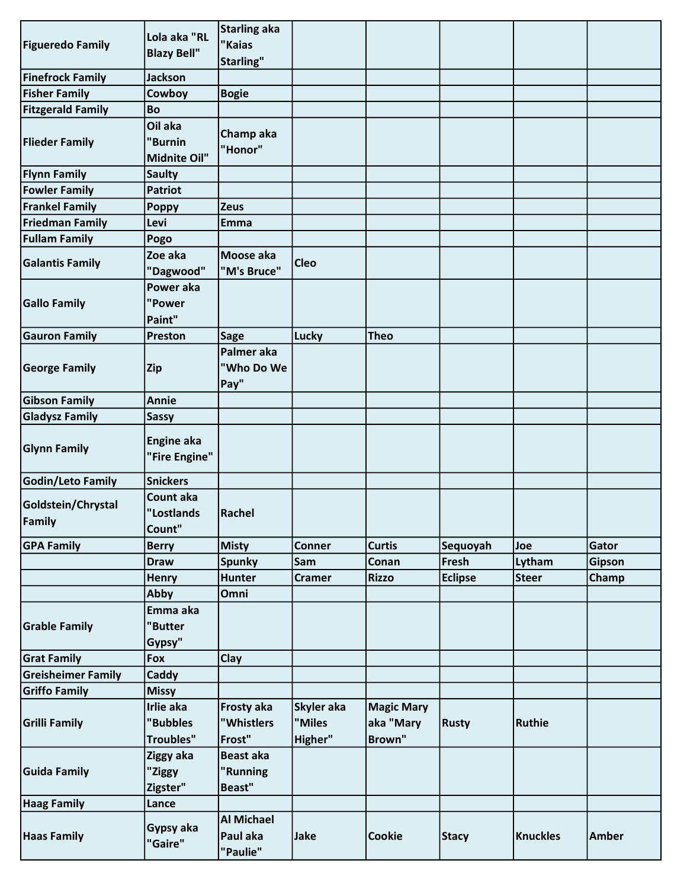| Figueredo Family | Lola aka "RL Blazy Bell" | Starling aka "Kaias Starling" | | | | | |
|---|---|---|---|---|---|---|---|
| Finefrock Family | Jackson | | | | | | |
| Fisher Family | Cowboy | Bogie | | | | | |
| Fitzgerald Family | Bo | | | | | | |
| Flieder Family | Oil aka "Burnin Midnite Oil" | Champ aka "Honor" | | | | | |
| Flynn Family | Saulty | | | | | | |
| Fowler Family | Patriot | | | | | | |
| Frankel Family | Poppy | Zeus | | | | | |
| Friedman Family | Levi | Emma | | | | | |
| Fullam Family | Pogo | | | | | | |
| Galantis Family | Zoe aka "Dagwood" | Moose aka "M's Bruce" | Cleo | | | | |
| Gallo Family | Power aka "Power Paint" | | | | | | |
| Gauron Family | Preston | Sage | Lucky | Theo | | | |
| George Family | Zip | Palmer aka "Who Do We Pay" | | | | | |
| Gibson Family | Annie | | | | | | |
| Gladysz Family | Sassy | | | | | | |
| Glynn Family | Engine aka "Fire Engine" | | | | | | |
| Godin/Leto Family | Snickers | | | | | | |
| Goldstein/Chrystal Family | Count aka "Lostlands Count" | Rachel | | | | | |
| GPA Family | Berry | Misty | Conner | Curtis | Sequoyah | Joe | Gator |
| | Draw | Spunky | Sam | Conan | Fresh | Lytham | Gipson |
| | Henry | Hunter | Cramer | Rizzo | Eclipse | Steer | Champ |
| | Abby | Omni | | | | | |
| Grable Family | Emma aka "Butter Gypsy" | | | | | | |
| Grat Family | Fox | Clay | | | | | |
| Greisheimer Family | Caddy | | | | | | |
| Griffo Family | Missy | | | | | | |
| Grilli Family | Irlie aka "Bubbles Troubles" | Frosty aka "Whistlers Frost" | Skyler aka "Miles Higher" | Magic Mary aka "Mary Brown" | Rusty | Ruthie | |
| Guida Family | Ziggy aka "Ziggy Zigster" | Beast aka "Running Beast" | | | | | |
| Haag Family | Lance | | | | | | |
| Haas Family | Gypsy aka "Gaire" | Al Michael Paul aka "Paulie" | Jake | Cookie | Stacy | Knuckles | Amber |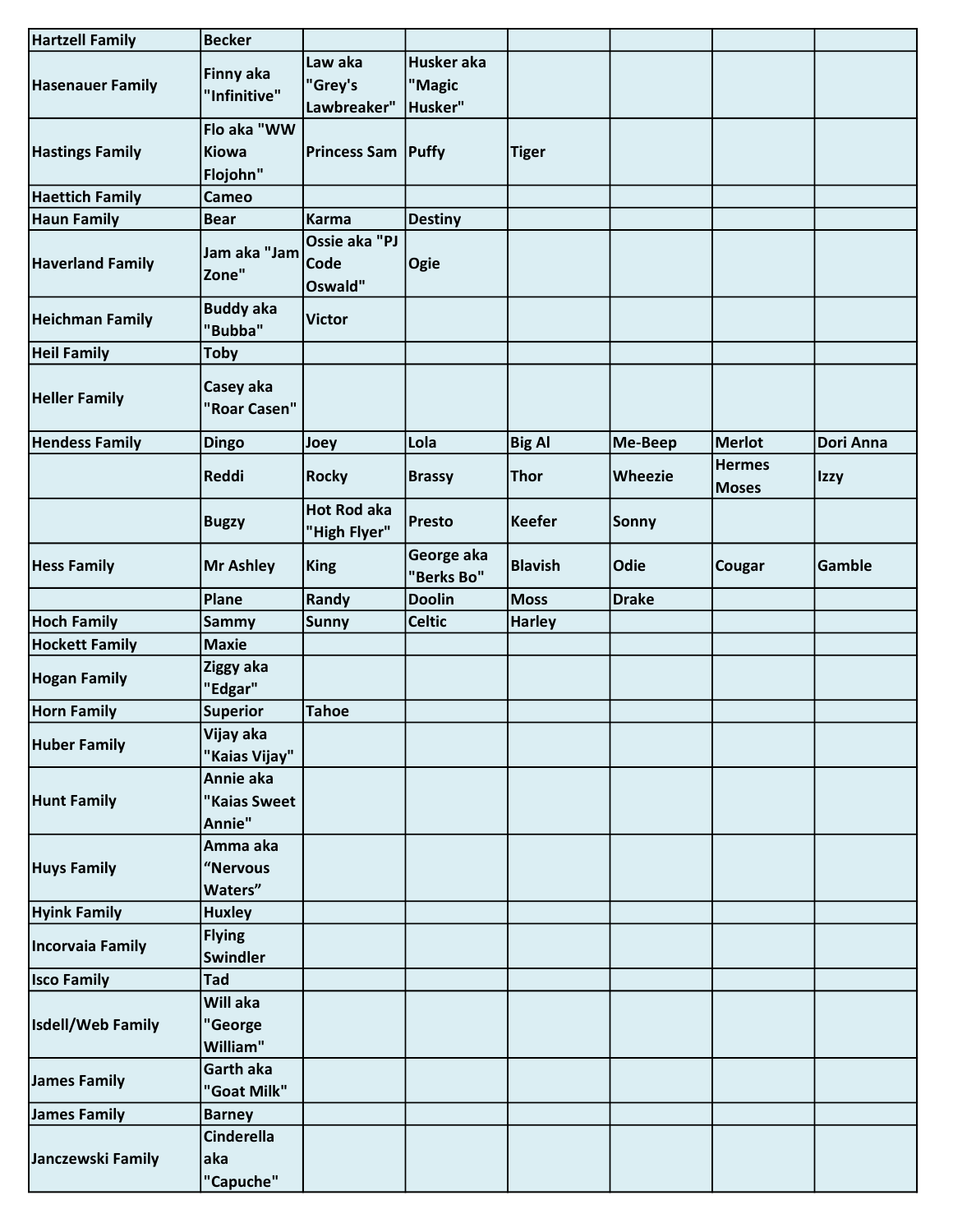| Hartzell Family | Becker | | | | | | |
|---|---|---|---|---|---|---|---|
| Hasenauer Family | Finny aka "Infinitive" | Law aka "Grey's Lawbreaker" | Husker aka "Magic Husker" | | | | |
| Hastings Family | Flo aka "WW Kiowa Flojohn" | Princess Sam | Puffy | Tiger | | | |
| Haettich Family | Cameo | | | | | | |
| Haun Family | Bear | Karma | Destiny | | | | |
| Haverland Family | Jam aka "Jam Zone" | Ossie aka "PJ Code Oswald" | Ogie | | | | |
| Heichman Family | Buddy aka "Bubba" | Victor | | | | | |
| Heil Family | Toby | | | | | | |
| Heller Family | Casey aka "Roar Casen" | | | | | | |
| Hendess Family | Dingo | Joey | Lola | Big Al | Me-Beep | Merlot | Dori Anna |
| | Reddi | Rocky | Brassy | Thor | Wheezie | Hermes Moses | Izzy |
| | Bugzy | Hot Rod aka "High Flyer" | Presto | Keefer | Sonny | | |
| Hess Family | Mr Ashley | King | George aka "Berks Bo" | Blavish | Odie | Cougar | Gamble |
| | Plane | Randy | Doolin | Moss | Drake | | |
| Hoch Family | Sammy | Sunny | Celtic | Harley | | | |
| Hockett Family | Maxie | | | | | | |
| Hogan Family | Ziggy aka "Edgar" | | | | | | |
| Horn Family | Superior | Tahoe | | | | | |
| Huber Family | Vijay aka "Kaias Vijay" | | | | | | |
| Hunt Family | Annie aka "Kaias Sweet Annie" | | | | | | |
| Huys Family | Amma aka “Nervous Waters” | | | | | | |
| Hyink Family | Huxley | | | | | | |
| Incorvaia Family | Flying Swindler | | | | | | |
| Isco Family | Tad | | | | | | |
| Isdell/Web Family | Will aka "George William" | | | | | | |
| James Family | Garth aka "Goat Milk" | | | | | | |
| James Family | Barney | | | | | | |
| Janczewski Family | Cinderella aka "Capuche" | | | | | | |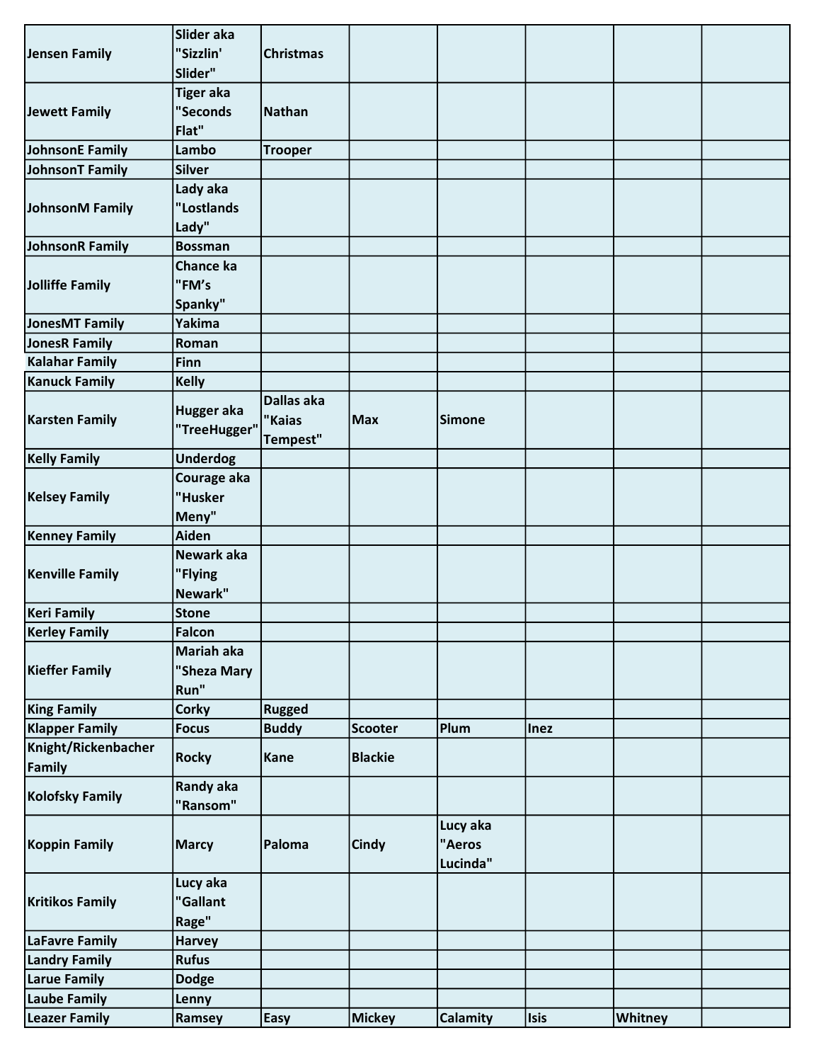| Jensen Family | Slider aka "Sizzlin' Slider" | Christmas | | | | | |
|---|---|---|---|---|---|---|---|
| Jewett Family | Tiger aka "Seconds Flat" | Nathan | | | | | |
| JohnsonE Family | Lambo | Trooper | | | | | |
| JohnsonT Family | Silver | | | | | | |
| JohnsonM Family | Lady aka "Lostlands Lady" | | | | | | |
| JohnsonR Family | Bossman | | | | | | |
| Jolliffe Family | Chance ka "FM's Spanky" | | | | | | |
| JonesMT Family | Yakima | | | | | | |
| JonesR Family | Roman | | | | | | |
| Kalahar Family | Finn | | | | | | |
| Kanuck Family | Kelly | | | | | | |
| Karsten Family | Hugger aka "TreeHugger" | Dallas aka "Kaias Tempest" | Max | Simone | | | |
| Kelly Family | Underdog | | | | | | |
| Kelsey Family | Courage aka "Husker Meny" | | | | | | |
| Kenney Family | Aiden | | | | | | |
| Kenville Family | Newark aka "Flying Newark" | | | | | | |
| Keri Family | Stone | | | | | | |
| Kerley Family | Falcon | | | | | | |
| Kieffer Family | Mariah aka "Sheza Mary Run" | | | | | | |
| King Family | Corky | Rugged | | | | | |
| Klapper Family | Focus | Buddy | Scooter | Plum | Inez | | |
| Knight/Rickenbacher Family | Rocky | Kane | Blackie | | | | |
| Kolofsky Family | Randy aka "Ransom" | | | | | | |
| Koppin Family | Marcy | Paloma | Cindy | Lucy aka "Aeros Lucinda" | | | |
| Kritikos Family | Lucy aka "Gallant Rage" | | | | | | |
| LaFavre Family | Harvey | | | | | | |
| Landry Family | Rufus | | | | | | |
| Larue Family | Dodge | | | | | | |
| Laube Family | Lenny | | | | | | |
| Leazer Family | Ramsey | Easy | Mickey | Calamity | Isis | Whitney | |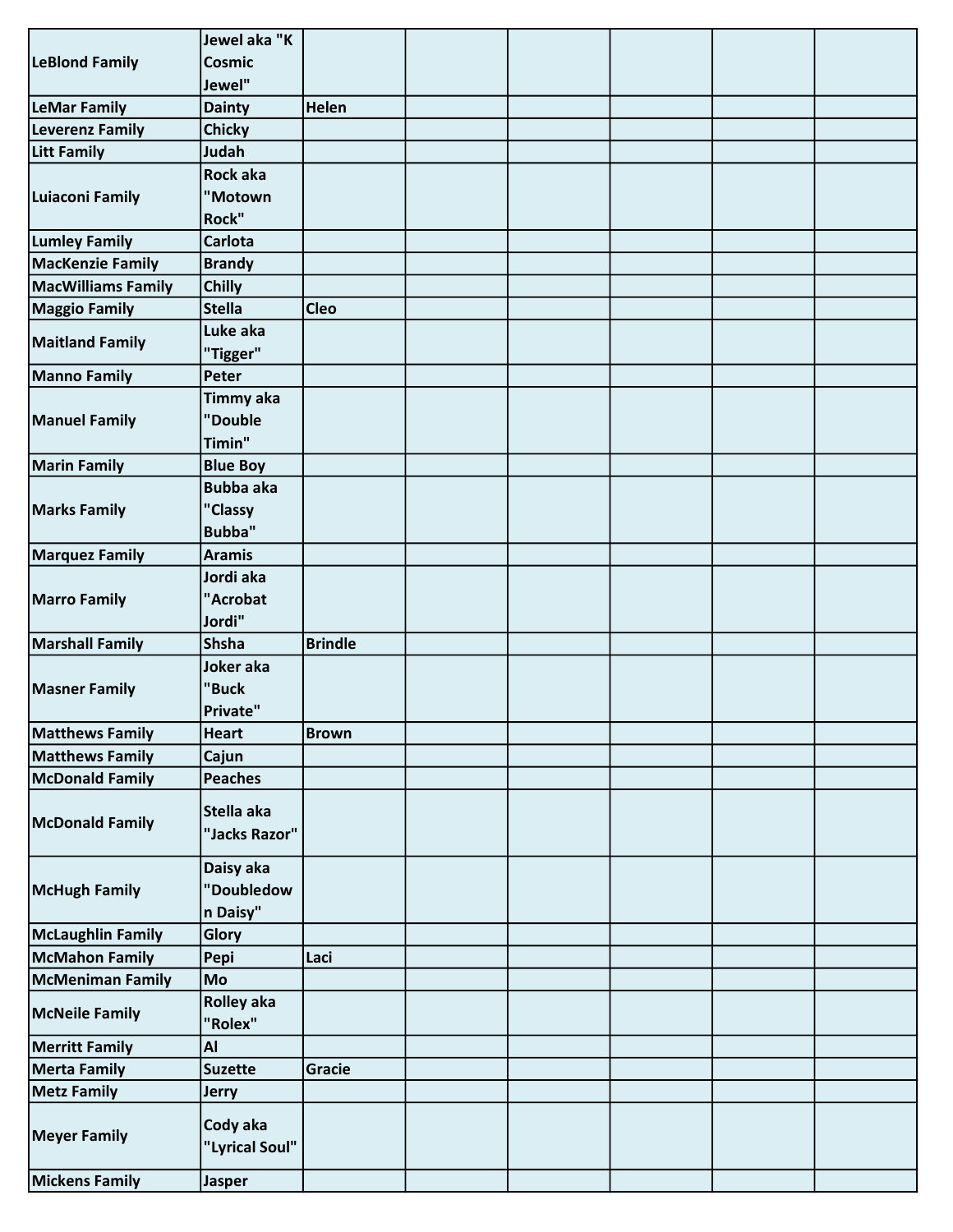| | | | | | | | |
|---|---|---|---|---|---|---|---|
| LeBlond Family | Jewel aka "K Cosmic Jewel" | | | | | | |
| LeMar Family | Dainty | Helen | | | | | |
| Leverenz Family | Chicky | | | | | | |
| Litt Family | Judah | | | | | | |
| Luiaconi Family | Rock aka "Motown Rock" | | | | | | |
| Lumley Family | Carlota | | | | | | |
| MacKenzie Family | Brandy | | | | | | |
| MacWilliams Family | Chilly | | | | | | |
| Maggio Family | Stella | Cleo | | | | | |
| Maitland Family | Luke aka "Tigger" | | | | | | |
| Manno Family | Peter | | | | | | |
| Manuel Family | Timmy aka "Double Timin" | | | | | | |
| Marin Family | Blue Boy | | | | | | |
| Marks Family | Bubba aka "Classy Bubba" | | | | | | |
| Marquez Family | Aramis | | | | | | |
| Marro Family | Jordi aka "Acrobat Jordi" | | | | | | |
| Marshall Family | Shsha | Brindle | | | | | |
| Masner Family | Joker aka "Buck Private" | | | | | | |
| Matthews Family | Heart | Brown | | | | | |
| Matthews Family | Cajun | | | | | | |
| McDonald Family | Peaches | | | | | | |
| McDonald Family | Stella aka "Jacks Razor" | | | | | | |
| McHugh Family | Daisy aka "Doubledown Daisy" | | | | | | |
| McLaughlin Family | Glory | | | | | | |
| McMahon Family | Pepi | Laci | | | | | |
| McMeniman Family | Mo | | | | | | |
| McNeile Family | Rolley aka "Rolex" | | | | | | |
| Merritt Family | Al | | | | | | |
| Merta Family | Suzette | Gracie | | | | | |
| Metz Family | Jerry | | | | | | |
| Meyer Family | Cody aka "Lyrical Soul" | | | | | | |
| Mickens Family | Jasper | | | | | | |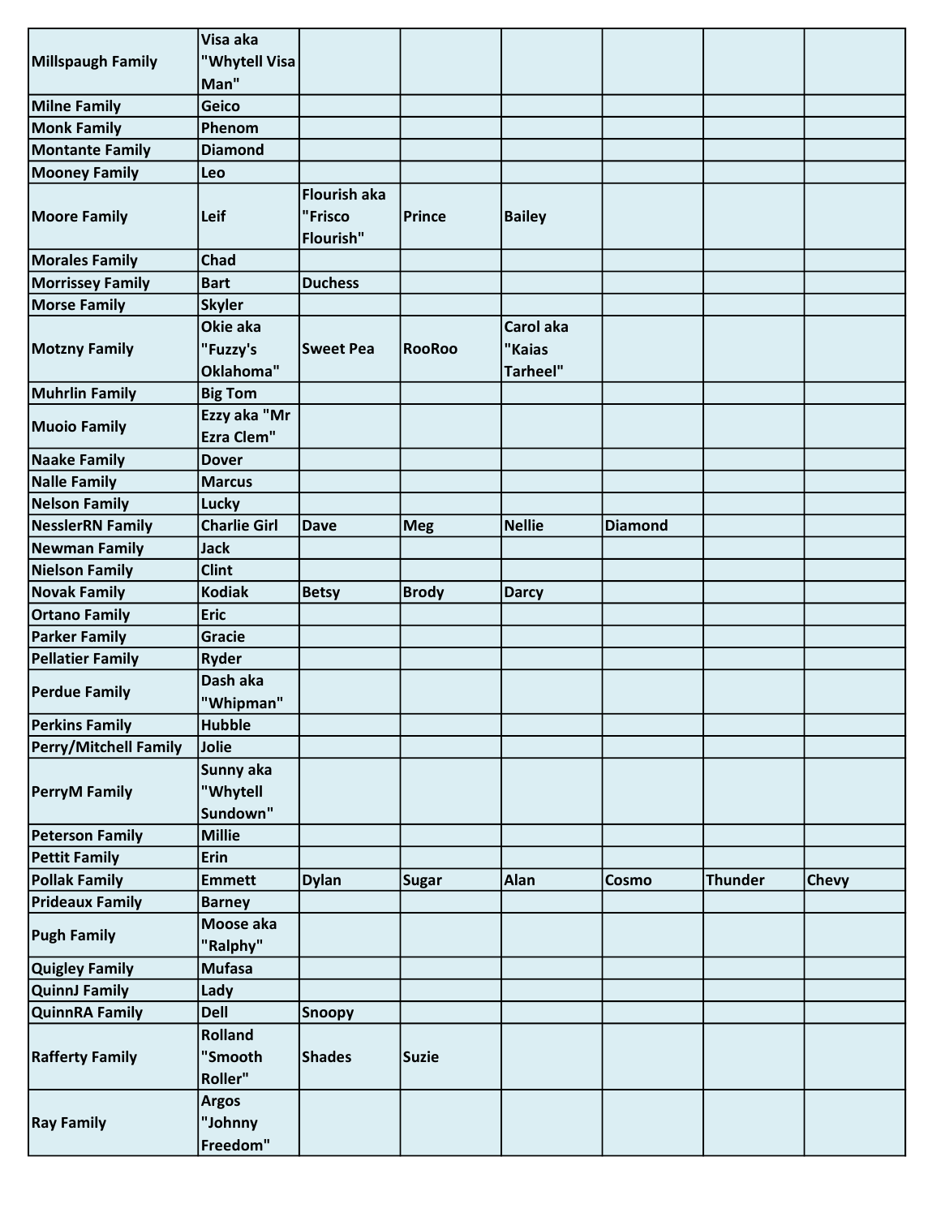| | | | | | | | |
|---|---|---|---|---|---|---|---|
| Millspaugh Family | Visa aka "Whytell Visa Man" | | | | | | |
| Milne Family | Geico | | | | | | |
| Monk Family | Phenom | | | | | | |
| Montante Family | Diamond | | | | | | |
| Mooney Family | Leo | | | | | | |
| Moore Family | Leif | Flourish aka "Frisco Flourish" | Prince | Bailey | | | |
| Morales Family | Chad | | | | | | |
| Morrissey Family | Bart | Duchess | | | | | |
| Morse Family | Skyler | | | | | | |
| Motzny Family | Okie aka "Fuzzy's Oklahoma" | Sweet Pea | RooRoo | Carol aka "Kaias Tarheel" | | | |
| Muhrlin Family | Big Tom | | | | | | |
| Muoio Family | Ezzy aka "Mr Ezra Clem" | | | | | | |
| Naake Family | Dover | | | | | | |
| Nalle Family | Marcus | | | | | | |
| Nelson Family | Lucky | | | | | | |
| NesslerRN Family | Charlie Girl | Dave | Meg | Nellie | Diamond | | |
| Newman Family | Jack | | | | | | |
| Nielson Family | Clint | | | | | | |
| Novak Family | Kodiak | Betsy | Brody | Darcy | | | |
| Ortano Family | Eric | | | | | | |
| Parker Family | Gracie | | | | | | |
| Pellatier Family | Ryder | | | | | | |
| Perdue Family | Dash aka "Whipman" | | | | | | |
| Perkins Family | Hubble | | | | | | |
| Perry/Mitchell Family | Jolie | | | | | | |
| PerryM Family | Sunny aka "Whytell Sundown" | | | | | | |
| Peterson Family | Millie | | | | | | |
| Pettit Family | Erin | | | | | | |
| Pollak Family | Emmett | Dylan | Sugar | Alan | Cosmo | Thunder | Chevy |
| Prideaux Family | Barney | | | | | | |
| Pugh Family | Moose aka "Ralphy" | | | | | | |
| Quigley Family | Mufasa | | | | | | |
| QuinnJ Family | Lady | | | | | | |
| QuinnRA Family | Dell | Snoopy | | | | | |
| Rafferty Family | Rolland "Smooth Roller" | Shades | Suzie | | | | |
| Ray Family | Argos "Johnny Freedom" | | | | | | |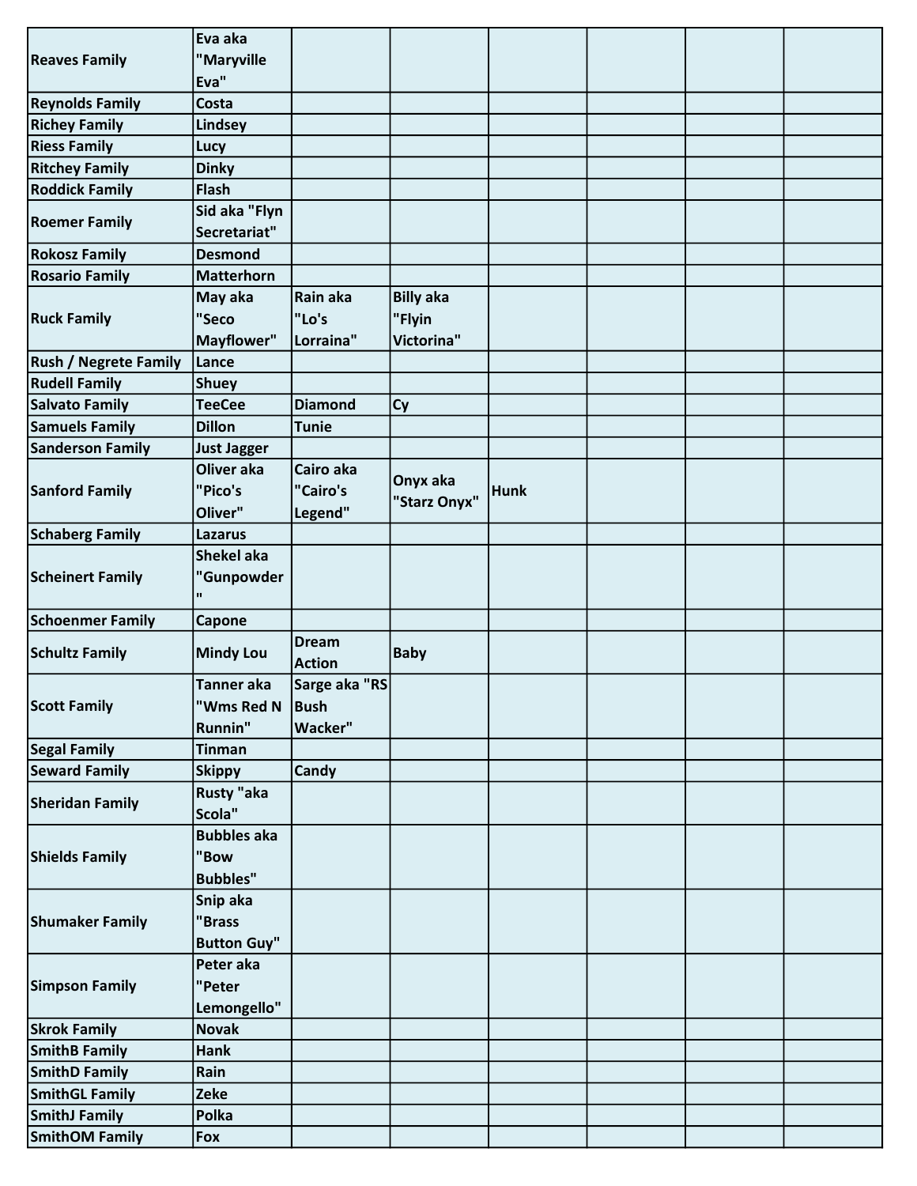| | | | | | | | |
|---|---|---|---|---|---|---|---|
| **Reaves Family** | **Eva aka "Maryville Eva"** | | | | | | |
| **Reynolds Family** | **Costa** | | | | | | |
| **Richey Family** | **Lindsey** | | | | | | |
| **Riess Family** | **Lucy** | | | | | | |
| **Ritchey Family** | **Dinky** | | | | | | |
| **Roddick Family** | **Flash** | | | | | | |
| **Roemer Family** | **Sid aka "Flyn Secretariat"** | | | | | | |
| **Rokosz Family** | **Desmond** | | | | | | |
| **Rosario Family** | **Matterhorn** | | | | | | |
| **Ruck Family** | **May aka "Seco Mayflower"** | **Rain aka "Lo's Lorraina"** | **Billy aka "Flyin Victorina"** | | | | |
| **Rush / Negrete Family** | **Lance** | | | | | | |
| **Rudell Family** | **Shuey** | | | | | | |
| **Salvato Family** | **TeeCee** | **Diamond** | **Cy** | | | | |
| **Samuels Family** | **Dillon** | **Tunie** | | | | | |
| **Sanderson Family** | **Just Jagger** | | | | | | |
| **Sanford Family** | **Oliver aka "Pico's Oliver"** | **Cairo aka "Cairo's Legend"** | **Onyx aka "Starz Onyx"** | **Hunk** | | | |
| **Schaberg Family** | **Lazarus** | | | | | | |
| **Scheinert Family** | **Shekel aka "Gunpowder "** | | | | | | |
| **Schoenmer Family** | **Capone** | | | | | | |
| **Schultz Family** | **Mindy Lou** | **Dream Action** | **Baby** | | | | |
| **Scott Family** | **Tanner aka "Wms Red N Runnin"** | **Sarge aka "RS Bush Wacker"** | | | | | |
| **Segal Family** | **Tinman** | | | | | | |
| **Seward Family** | **Skippy** | **Candy** | | | | | |
| **Sheridan Family** | **Rusty "aka Scola"** | | | | | | |
| **Shields Family** | **Bubbles aka "Bow Bubbles"** | | | | | | |
| **Shumaker Family** | **Snip aka "Brass Button Guy"** | | | | | | |
| **Simpson Family** | **Peter aka "Peter Lemongello"** | | | | | | |
| **Skrok Family** | **Novak** | | | | | | |
| **SmithB Family** | **Hank** | | | | | | |
| **SmithD Family** | **Rain** | | | | | | |
| **SmithGL Family** | **Zeke** | | | | | | |
| **SmithJ Family** | **Polka** | | | | | | |
| **SmithOM Family** | **Fox** | | | | | | |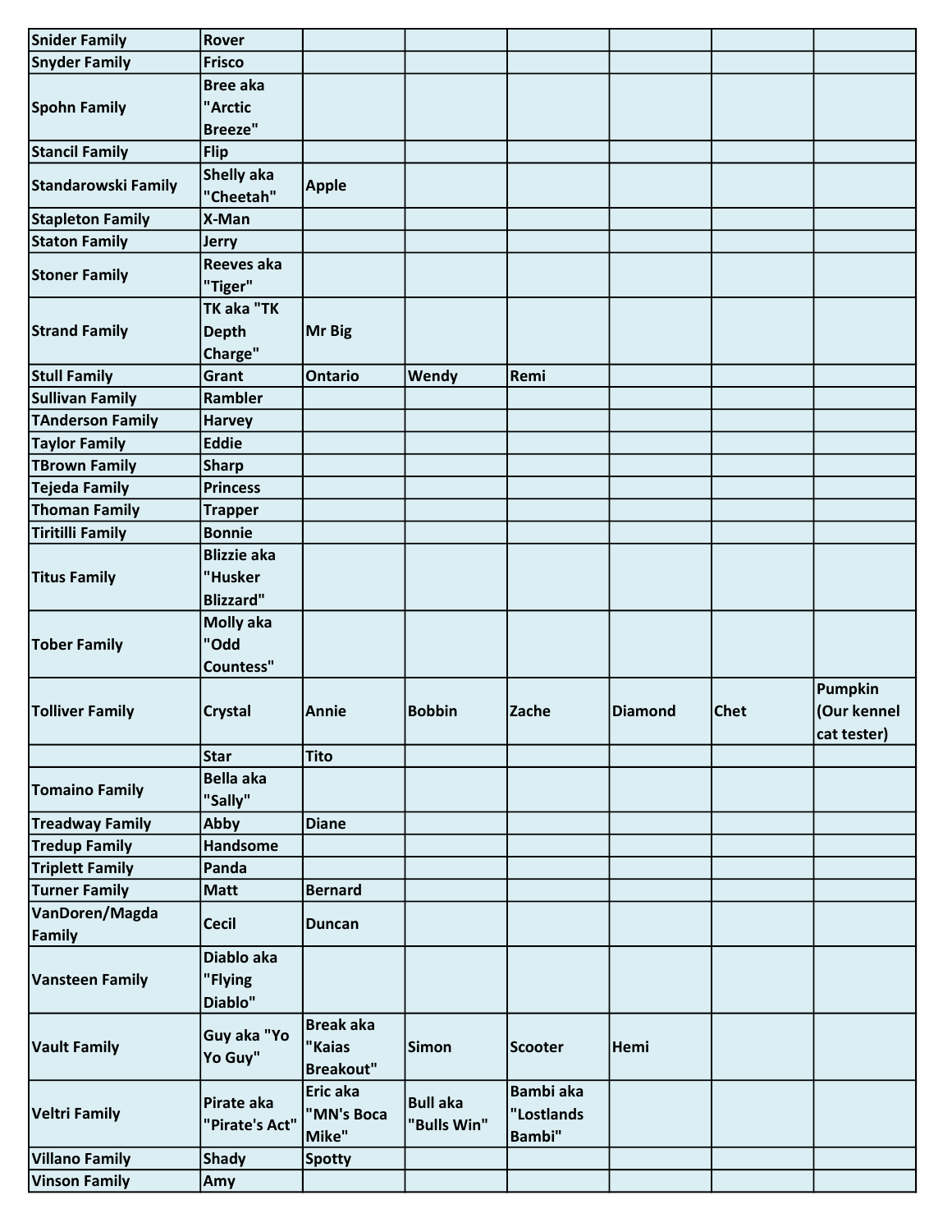| Snider Family | Rover | | | | | | |
|---|---|---|---|---|---|---|---|
| Snyder Family | Frisco | | | | | | |
| Spohn Family | Bree aka "Arctic Breeze" | | | | | | |
| Stancil Family | Flip | | | | | | |
| Standarowski Family | Shelly aka "Cheetah" | Apple | | | | | |
| Stapleton Family | X-Man | | | | | | |
| Staton Family | Jerry | | | | | | |
| Stoner Family | Reeves aka "Tiger" | | | | | | |
| Strand Family | TK aka "TK Depth Charge" | Mr Big | | | | | |
| Stull Family | Grant | Ontario | Wendy | Remi | | | |
| Sullivan Family | Rambler | | | | | | |
| TAnderson Family | Harvey | | | | | | |
| Taylor Family | Eddie | | | | | | |
| TBrown Family | Sharp | | | | | | |
| Tejeda Family | Princess | | | | | | |
| Thoman Family | Trapper | | | | | | |
| Tiritilli Family | Bonnie | | | | | | |
| Titus Family | Blizzie aka "Husker Blizzard" | | | | | | |
| Tober Family | Molly aka "Odd Countess" | | | | | | |
| Tolliver Family | Crystal | Annie | Bobbin | Zache | Diamond | Chet | Pumpkin (Our kennel cat tester) |
| | Star | Tito | | | | | |
| Tomaino Family | Bella aka "Sally" | | | | | | |
| Treadway Family | Abby | Diane | | | | | |
| Tredup Family | Handsome | | | | | | |
| Triplett Family | Panda | | | | | | |
| Turner Family | Matt | Bernard | | | | | |
| VanDoren/Magda Family | Cecil | Duncan | | | | | |
| Vansteen Family | Diablo aka "Flying Diablo" | | | | | | |
| Vault Family | Guy aka "Yo Yo Guy" | Break aka "Kaias Breakout" | Simon | Scooter | Hemi | | |
| Veltri Family | Pirate aka "Pirate's Act" | Eric aka "MN's Boca Mike" | Bull aka "Bulls Win" | Bambi aka "Lostlands Bambi" | | | |
| Villano Family | Shady | Spotty | | | | | |
| Vinson Family | Amy | | | | | | |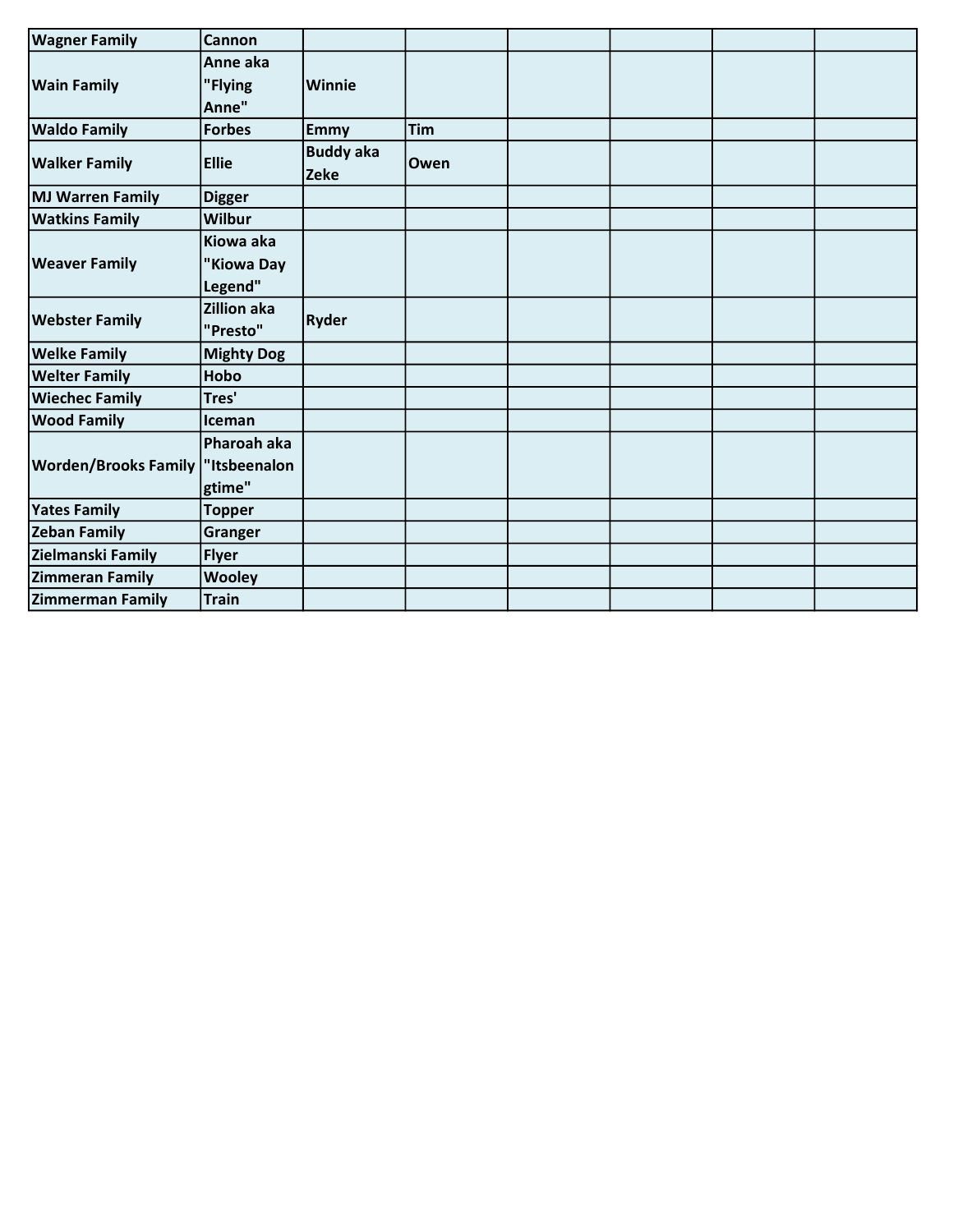| | | | | | | | |
|---|---|---|---|---|---|---|---|
| Wagner Family | Cannon | | | | | | |
| Wain Family | Anne aka "Flying Anne" | Winnie | | | | | |
| Waldo Family | Forbes | Emmy | Tim | | | | |
| Walker Family | Ellie | Buddy aka Zeke | Owen | | | | |
| MJ Warren Family | Digger | | | | | | |
| Watkins Family | Wilbur | | | | | | |
| Weaver Family | Kiowa aka "Kiowa Day Legend" | | | | | | |
| Webster Family | Zillion aka "Presto" | Ryder | | | | | |
| Welke Family | Mighty Dog | | | | | | |
| Welter Family | Hobo | | | | | | |
| Wiechec Family | Tres' | | | | | | |
| Wood Family | Iceman | | | | | | |
| Worden/Brooks Family | Pharoah aka "Itsbeenalongtime" | | | | | | |
| Yates Family | Topper | | | | | | |
| Zeban Family | Granger | | | | | | |
| Zielmanski Family | Flyer | | | | | | |
| Zimmeran Family | Wooley | | | | | | |
| Zimmerman Family | Train | | | | | | |